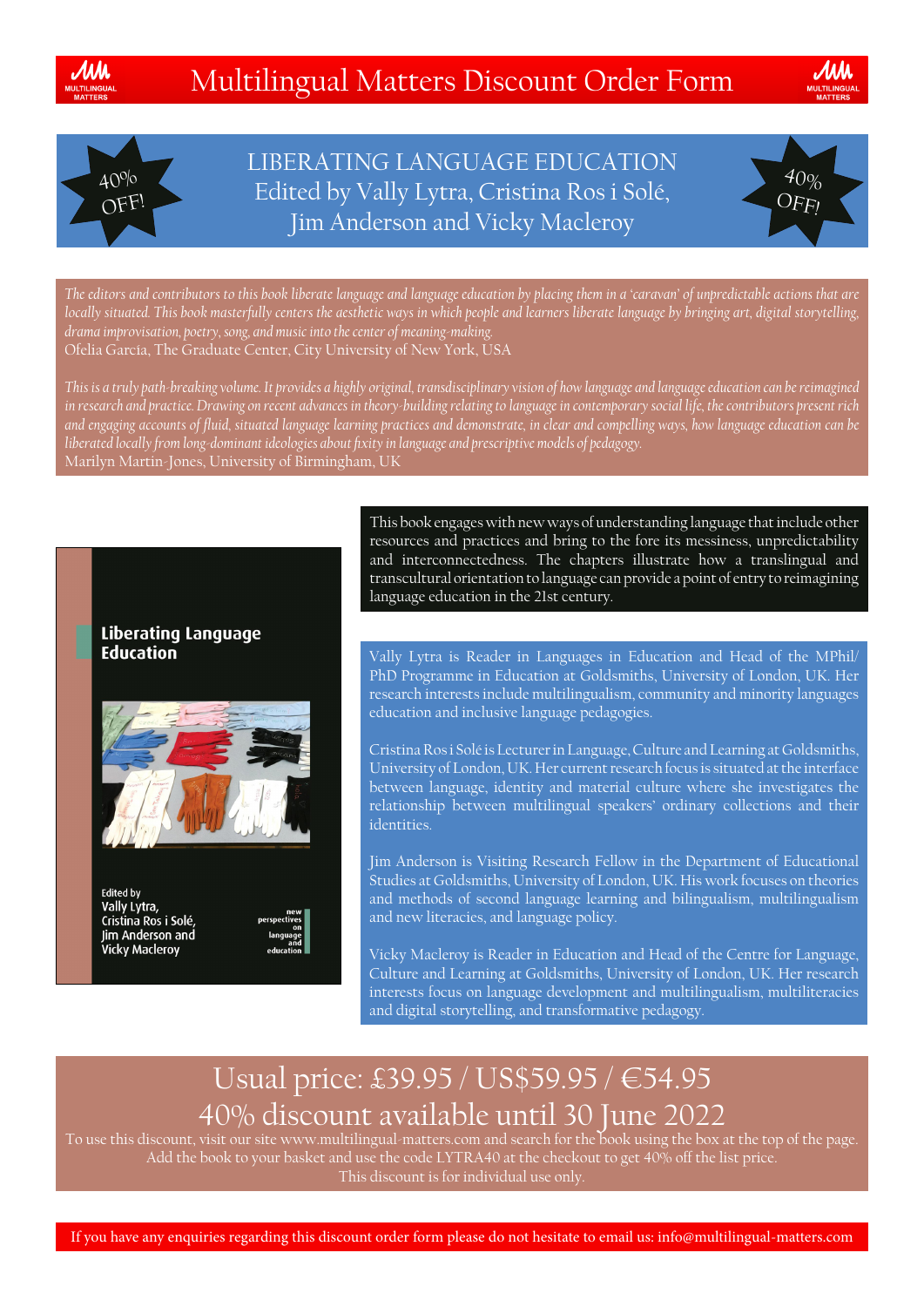# Multilingual Matters Discount Order Form

## LIBERATING LANGUAGE EDUCATION
### Edited by Vally Lytra, Cristina Ros i Solé, Jim Anderson and Vicky Macleroy

40% OFF!

*The editors and contributors to this book liberate language and language education by placing them in a 'caravan' of unpredictable actions that are locally situated. This book masterfully centers the aesthetic ways in which people and learners liberate language by bringing art, digital storytelling, drama improvisation, poetry, song, and music into the center of meaning-making.*
Ofelia García, The Graduate Center, City University of New York, USA

*This is a truly path-breaking volume. It provides a highly original, transdisciplinary vision of how language and language education can be reimagined in research and practice. Drawing on recent advances in theory-building relating to language in contemporary social life, the contributors present rich and engaging accounts of fluid, situated language learning practices and demonstrate, in clear and compelling ways, how language education can be liberated locally from long-dominant ideologies about fixity in language and prescriptive models of pedagogy.*
Marilyn Martin-Jones, University of Birmingham, UK

**Liberating Language Education**

Edited by
Vally Lytra,
Cristina Ros i Solé,
Jim Anderson and
Vicky Macleroy

new perspectives on language and education

This book engages with new ways of understanding language that include other resources and practices and bring to the fore its messiness, unpredictability and interconnectedness. The chapters illustrate how a translingual and transcultural orientation to language can provide a point of entry to reimagining language education in the 21st century.

Vally Lytra is Reader in Languages in Education and Head of the MPhil/PhD Programme in Education at Goldsmiths, University of London, UK. Her research interests include multilingualism, community and minority languages education and inclusive language pedagogies.

Cristina Ros i Solé is Lecturer in Language, Culture and Learning at Goldsmiths, University of London, UK. Her current research focus is situated at the interface between language, identity and material culture where she investigates the relationship between multilingual speakers' ordinary collections and their identities.

Jim Anderson is Visiting Research Fellow in the Department of Educational Studies at Goldsmiths, University of London, UK. His work focuses on theories and methods of second language learning and bilingualism, multilingualism and new literacies, and language policy.

Vicky Macleroy is Reader in Education and Head of the Centre for Language, Culture and Learning at Goldsmiths, University of London, UK. Her research interests focus on language development and multilingualism, multiliteracies and digital storytelling, and transformative pedagogy.

## Usual price: £39.95 / US$59.95 / €54.95
## 40% discount available until 30 June 2022

To use this discount, visit our site www.multilingual-matters.com and search for the book using the box at the top of the page. Add the book to your basket and use the code LYTRA40 at the checkout to get 40% off the list price.
This discount is for individual use only.

If you have any enquiries regarding this discount order form please do not hesitate to email us: info@multilingual-matters.com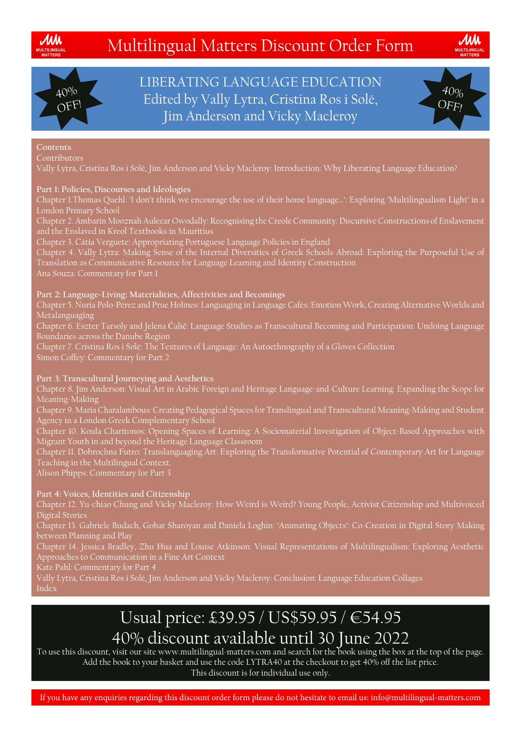# Multilingual Matters Discount Order Form

40% OFF!

## LIBERATING LANGUAGE EDUCATION
Edited by Vally Lytra, Cristina Ros i Solé, Jim Anderson and Vicky Macleroy

**Contents**

Contributors

Vally Lytra, Cristina Ros i Solé, Jim Anderson and Vicky Macleroy: Introduction: Why Liberating Language Education?

**Part 1: Policies, Discourses and Ideologies**

Chapter 1.Thomas Quehl: 'I don't think we encourage the use of their home language…': Exploring 'Multilingualism Light' in a London Primary School

Chapter 2. Ambarin Mooznah Auleear Owodally: Recognising the Creole Community: Discursive Constructions of Enslavement and the Enslaved in Kreol Textbooks in Mauritius

Chapter 3. Cátia Verguete: Appropriating Portuguese Language Policies in England

Chapter 4. Vally Lytra: Making Sense of the Internal Diversities of Greek Schools Abroad: Exploring the Purposeful Use of Translation as Communicative Resource for Language Learning and Identity Construction

Ana Souza: Commentary for Part 1

**Part 2: Language-Living: Materialities, Affectivities and Becomings**

Chapter 5. Nuria Polo-Pérez and Prue Holmes: Languaging in Language Cafés: Emotion Work, Creating Alternative Worlds and Metalanguaging

Chapter 6. Eszter Tarsoly and Jelena Ćalić: Language Studies as Transcultural Becoming and Participation: Undoing Language Boundaries across the Danube Region

Chapter 7. Cristina Ros i Solé: The Textures of Language: An Autoethnography of a Gloves Collection

Simon Coffey: Commentary for Part 2

**Part 3: Transcultural Journeying and Aesthetics**

Chapter 8. Jim Anderson: Visual Art in Arabic Foreign and Heritage Language-and-Culture Learning: Expanding the Scope for Meaning-Making

Chapter 9. Maria Charalambous: Creating Pedagogical Spaces for Translingual and Transcultural Meaning-Making and Student Agency in a London Greek Complementary School

Chapter 10. Koula Charitonos: Opening Spaces of Learning: A Sociomaterial Investigation of Object-Based Approaches with Migrant Youth in and beyond the Heritage Language Classroom

Chapter 11. Dobrochna Futro: Translanguaging Art: Exploring the Transformative Potential of Contemporary Art for Language Teaching in the Multilingual Context.

Alison Phipps: Commentary for Part 3

**Part 4: Voices, Identities and Citizenship**

Chapter 12. Yu-chiao Chung and Vicky Macleroy: How Weird is Weird? Young People, Activist Citizenship and Multivoiced Digital Stories

Chapter 13. Gabriele Budach, Gohar Sharoyan and Daniela Loghin: 'Animating Objects': Co-Creation in Digital Story Making between Planning and Play

Chapter 14. Jessica Bradley, Zhu Hua and Louise Atkinson: Visual Representations of Multilingualism: Exploring Aesthetic Approaches to Communication in a Fine Art Context

Kate Pahl: Commentary for Part 4

Vally Lytra, Cristina Ros i Solé, Jim Anderson and Vicky Macleroy: Conclusion: Language Education Collages

Index

## Usual price: £39.95 / US$59.95 / €54.95
## 40% discount available until 30 June 2022

To use this discount, visit our site www.multilingual-matters.com and search for the book using the box at the top of the page. Add the book to your basket and use the code LYTRA40 at the checkout to get 40% off the list price.
This discount is for individual use only.

If you have any enquiries regarding this discount order form please do not hesitate to email us: info@multilingual-matters.com